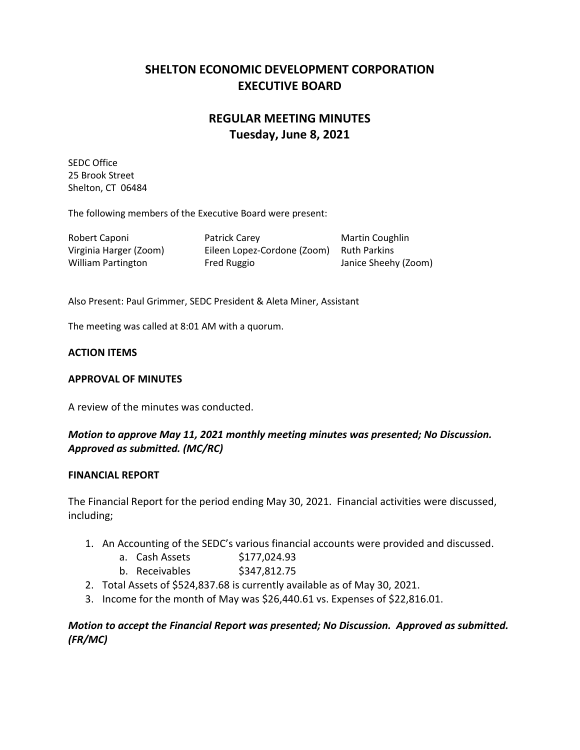# SHELTON ECONOMIC DEVELOPMENT CORPORATION
# EXECUTIVE BOARD

## REGULAR MEETING MINUTES
## Tuesday, June 8, 2021

SEDC Office
25 Brook Street
Shelton, CT 06484

The following members of the Executive Board were present:

| | | |
|---|---|---|
| Robert Caponi | Patrick Carey | Martin Coughlin |
| Virginia Harger (Zoom) | Eileen Lopez-Cordone (Zoom) | Ruth Parkins |
| William Partington | Fred Ruggio | Janice Sheehy (Zoom) |

Also Present: Paul Grimmer, SEDC President & Aleta Miner, Assistant

The meeting was called at 8:01 AM with a quorum.

**ACTION ITEMS**

**APPROVAL OF MINUTES**

A review of the minutes was conducted.

***Motion to approve May 11, 2021 monthly meeting minutes was presented; No Discussion. Approved as submitted. (MC/RC)***

**FINANCIAL REPORT**

The Financial Report for the period ending May 30, 2021. Financial activities were discussed, including;

1. An Accounting of the SEDC's various financial accounts were provided and discussed.
   a. Cash Assets $177,024.93
   b. Receivables $347,812.75
2. Total Assets of $524,837.68 is currently available as of May 30, 2021.
3. Income for the month of May was $26,440.61 vs. Expenses of $22,816.01.

***Motion to accept the Financial Report was presented; No Discussion. Approved as submitted. (FR/MC)***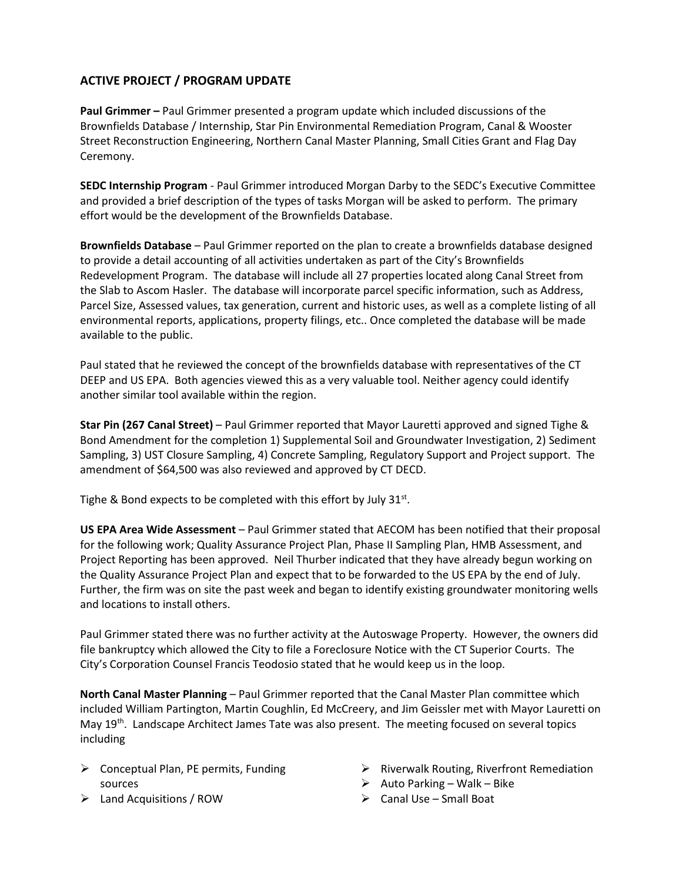## ACTIVE PROJECT / PROGRAM UPDATE

**Paul Grimmer –** Paul Grimmer presented a program update which included discussions of the Brownfields Database / Internship, Star Pin Environmental Remediation Program, Canal & Wooster Street Reconstruction Engineering, Northern Canal Master Planning, Small Cities Grant and Flag Day Ceremony.

**SEDC Internship Program** - Paul Grimmer introduced Morgan Darby to the SEDC's Executive Committee and provided a brief description of the types of tasks Morgan will be asked to perform. The primary effort would be the development of the Brownfields Database.

**Brownfields Database** – Paul Grimmer reported on the plan to create a brownfields database designed to provide a detail accounting of all activities undertaken as part of the City's Brownfields Redevelopment Program. The database will include all 27 properties located along Canal Street from the Slab to Ascom Hasler. The database will incorporate parcel specific information, such as Address, Parcel Size, Assessed values, tax generation, current and historic uses, as well as a complete listing of all environmental reports, applications, property filings, etc.. Once completed the database will be made available to the public.

Paul stated that he reviewed the concept of the brownfields database with representatives of the CT DEEP and US EPA. Both agencies viewed this as a very valuable tool. Neither agency could identify another similar tool available within the region.

**Star Pin (267 Canal Street)** – Paul Grimmer reported that Mayor Lauretti approved and signed Tighe & Bond Amendment for the completion 1) Supplemental Soil and Groundwater Investigation, 2) Sediment Sampling, 3) UST Closure Sampling, 4) Concrete Sampling, Regulatory Support and Project support. The amendment of $64,500 was also reviewed and approved by CT DECD.

Tighe & Bond expects to be completed with this effort by July 31st.

**US EPA Area Wide Assessment** – Paul Grimmer stated that AECOM has been notified that their proposal for the following work; Quality Assurance Project Plan, Phase II Sampling Plan, HMB Assessment, and Project Reporting has been approved. Neil Thurber indicated that they have already begun working on the Quality Assurance Project Plan and expect that to be forwarded to the US EPA by the end of July. Further, the firm was on site the past week and began to identify existing groundwater monitoring wells and locations to install others.

Paul Grimmer stated there was no further activity at the Autoswage Property. However, the owners did file bankruptcy which allowed the City to file a Foreclosure Notice with the CT Superior Courts. The City's Corporation Counsel Francis Teodosio stated that he would keep us in the loop.

**North Canal Master Planning** – Paul Grimmer reported that the Canal Master Plan committee which included William Partington, Martin Coughlin, Ed McCreery, and Jim Geissler met with Mayor Lauretti on May 19th. Landscape Architect James Tate was also present. The meeting focused on several topics including

- Conceptual Plan, PE permits, Funding sources
- Land Acquisitions / ROW
- Riverwalk Routing, Riverfront Remediation
- Auto Parking – Walk – Bike
- Canal Use – Small Boat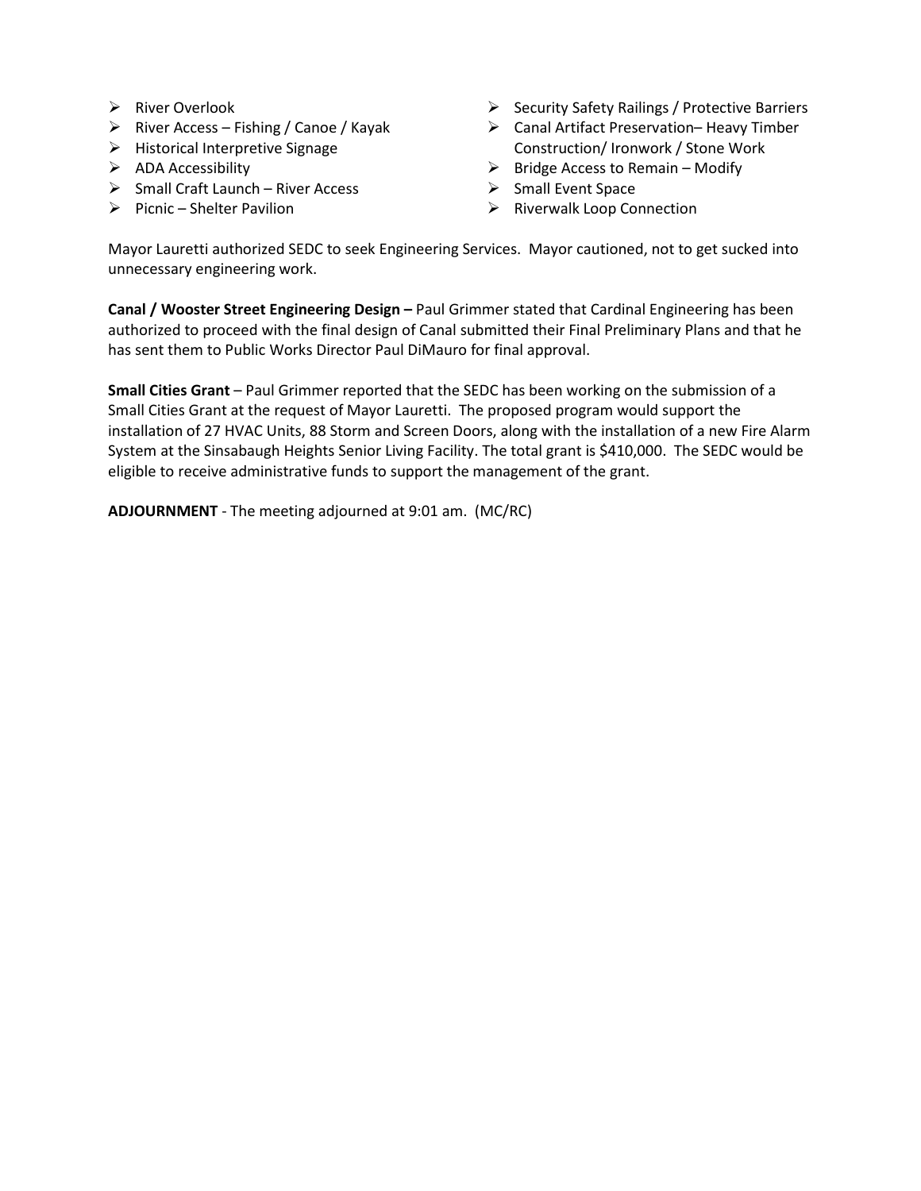- River Overlook
- River Access – Fishing / Canoe / Kayak
- Historical Interpretive Signage
- ADA Accessibility
- Small Craft Launch – River Access
- Picnic – Shelter Pavilion
- Security Safety Railings / Protective Barriers
- Canal Artifact Preservation– Heavy Timber Construction/ Ironwork / Stone Work
- Bridge Access to Remain – Modify
- Small Event Space
- Riverwalk Loop Connection

Mayor Lauretti authorized SEDC to seek Engineering Services. Mayor cautioned, not to get sucked into unnecessary engineering work.

**Canal / Wooster Street Engineering Design –** Paul Grimmer stated that Cardinal Engineering has been authorized to proceed with the final design of Canal submitted their Final Preliminary Plans and that he has sent them to Public Works Director Paul DiMauro for final approval.

**Small Cities Grant** – Paul Grimmer reported that the SEDC has been working on the submission of a Small Cities Grant at the request of Mayor Lauretti. The proposed program would support the installation of 27 HVAC Units, 88 Storm and Screen Doors, along with the installation of a new Fire Alarm System at the Sinsabaugh Heights Senior Living Facility. The total grant is $410,000. The SEDC would be eligible to receive administrative funds to support the management of the grant.

**ADJOURNMENT** - The meeting adjourned at 9:01 am. (MC/RC)